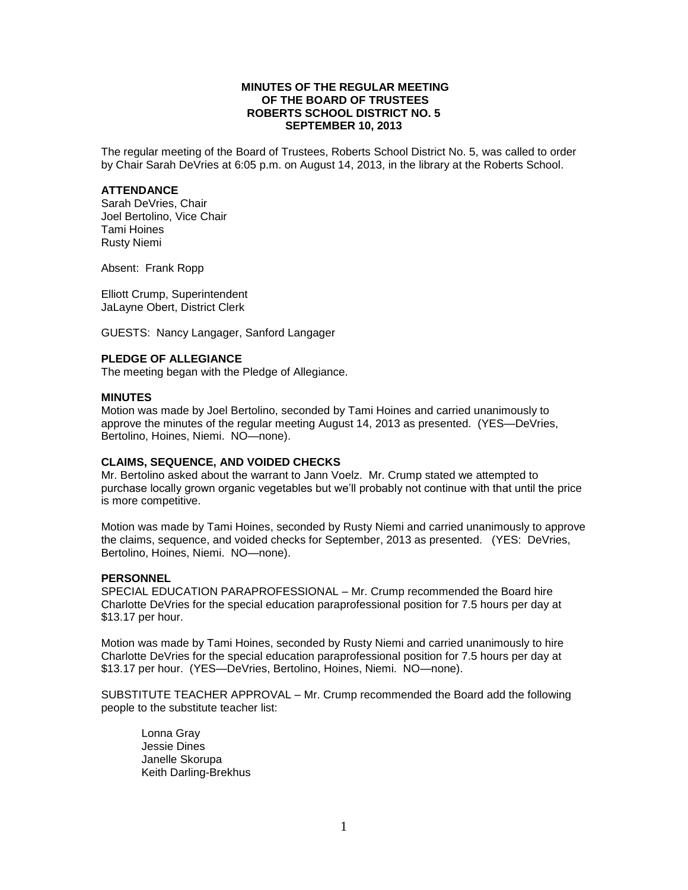**MINUTES OF THE REGULAR MEETING**
**OF THE BOARD OF TRUSTEES**
**ROBERTS SCHOOL DISTRICT NO. 5**
**SEPTEMBER 10, 2013**

The regular meeting of the Board of Trustees, Roberts School District No. 5, was called to order by Chair Sarah DeVries at 6:05 p.m. on August 14, 2013, in the library at the Roberts School.

**ATTENDANCE**

Sarah DeVries, Chair
Joel Bertolino, Vice Chair
Tami Hoines
Rusty Niemi

Absent: Frank Ropp

Elliott Crump, Superintendent
JaLayne Obert, District Clerk

GUESTS: Nancy Langager, Sanford Langager

**PLEDGE OF ALLEGIANCE**

The meeting began with the Pledge of Allegiance.

**MINUTES**

Motion was made by Joel Bertolino, seconded by Tami Hoines and carried unanimously to approve the minutes of the regular meeting August 14, 2013 as presented. (YES—DeVries, Bertolino, Hoines, Niemi. NO—none).

**CLAIMS, SEQUENCE, AND VOIDED CHECKS**

Mr. Bertolino asked about the warrant to Jann Voelz. Mr. Crump stated we attempted to purchase locally grown organic vegetables but we'll probably not continue with that until the price is more competitive.

Motion was made by Tami Hoines, seconded by Rusty Niemi and carried unanimously to approve the claims, sequence, and voided checks for September, 2013 as presented. (YES: DeVries, Bertolino, Hoines, Niemi. NO—none).

**PERSONNEL**

SPECIAL EDUCATION PARAPROFESSIONAL – Mr. Crump recommended the Board hire Charlotte DeVries for the special education paraprofessional position for 7.5 hours per day at $13.17 per hour.

Motion was made by Tami Hoines, seconded by Rusty Niemi and carried unanimously to hire Charlotte DeVries for the special education paraprofessional position for 7.5 hours per day at $13.17 per hour. (YES—DeVries, Bertolino, Hoines, Niemi. NO—none).

SUBSTITUTE TEACHER APPROVAL – Mr. Crump recommended the Board add the following people to the substitute teacher list:

Lonna Gray
Jessie Dines
Janelle Skorupa
Keith Darling-Brekhus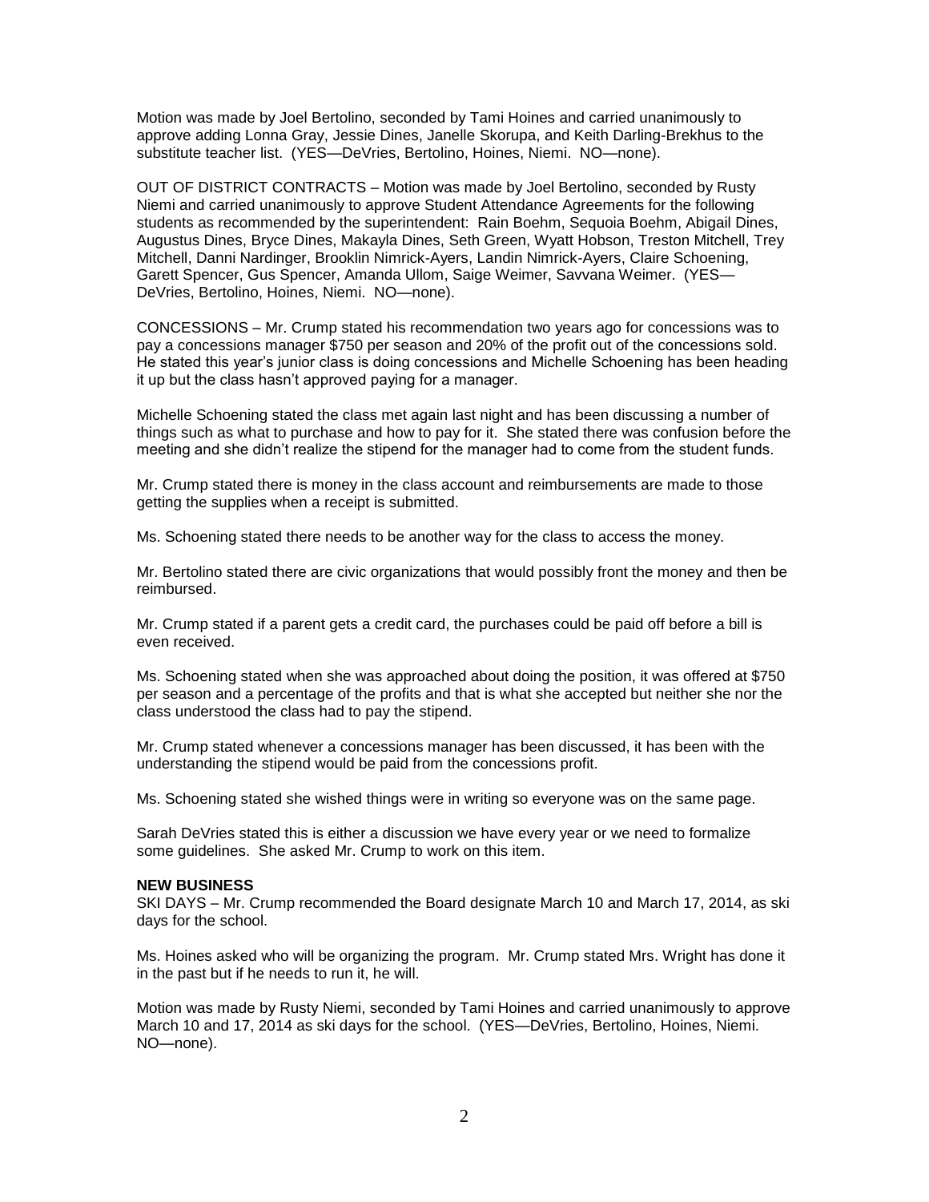Motion was made by Joel Bertolino, seconded by Tami Hoines and carried unanimously to approve adding Lonna Gray, Jessie Dines, Janelle Skorupa, and Keith Darling-Brekhus to the substitute teacher list. (YES—DeVries, Bertolino, Hoines, Niemi. NO—none).

OUT OF DISTRICT CONTRACTS – Motion was made by Joel Bertolino, seconded by Rusty Niemi and carried unanimously to approve Student Attendance Agreements for the following students as recommended by the superintendent: Rain Boehm, Sequoia Boehm, Abigail Dines, Augustus Dines, Bryce Dines, Makayla Dines, Seth Green, Wyatt Hobson, Treston Mitchell, Trey Mitchell, Danni Nardinger, Brooklin Nimrick-Ayers, Landin Nimrick-Ayers, Claire Schoening, Garett Spencer, Gus Spencer, Amanda Ullom, Saige Weimer, Savvana Weimer. (YES—DeVries, Bertolino, Hoines, Niemi. NO—none).

CONCESSIONS – Mr. Crump stated his recommendation two years ago for concessions was to pay a concessions manager $750 per season and 20% of the profit out of the concessions sold. He stated this year's junior class is doing concessions and Michelle Schoening has been heading it up but the class hasn't approved paying for a manager.

Michelle Schoening stated the class met again last night and has been discussing a number of things such as what to purchase and how to pay for it. She stated there was confusion before the meeting and she didn't realize the stipend for the manager had to come from the student funds.

Mr. Crump stated there is money in the class account and reimbursements are made to those getting the supplies when a receipt is submitted.

Ms. Schoening stated there needs to be another way for the class to access the money.

Mr. Bertolino stated there are civic organizations that would possibly front the money and then be reimbursed.

Mr. Crump stated if a parent gets a credit card, the purchases could be paid off before a bill is even received.

Ms. Schoening stated when she was approached about doing the position, it was offered at $750 per season and a percentage of the profits and that is what she accepted but neither she nor the class understood the class had to pay the stipend.

Mr. Crump stated whenever a concessions manager has been discussed, it has been with the understanding the stipend would be paid from the concessions profit.

Ms. Schoening stated she wished things were in writing so everyone was on the same page.

Sarah DeVries stated this is either a discussion we have every year or we need to formalize some guidelines. She asked Mr. Crump to work on this item.

**NEW BUSINESS**

SKI DAYS – Mr. Crump recommended the Board designate March 10 and March 17, 2014, as ski days for the school.

Ms. Hoines asked who will be organizing the program. Mr. Crump stated Mrs. Wright has done it in the past but if he needs to run it, he will.

Motion was made by Rusty Niemi, seconded by Tami Hoines and carried unanimously to approve March 10 and 17, 2014 as ski days for the school. (YES—DeVries, Bertolino, Hoines, Niemi. NO—none).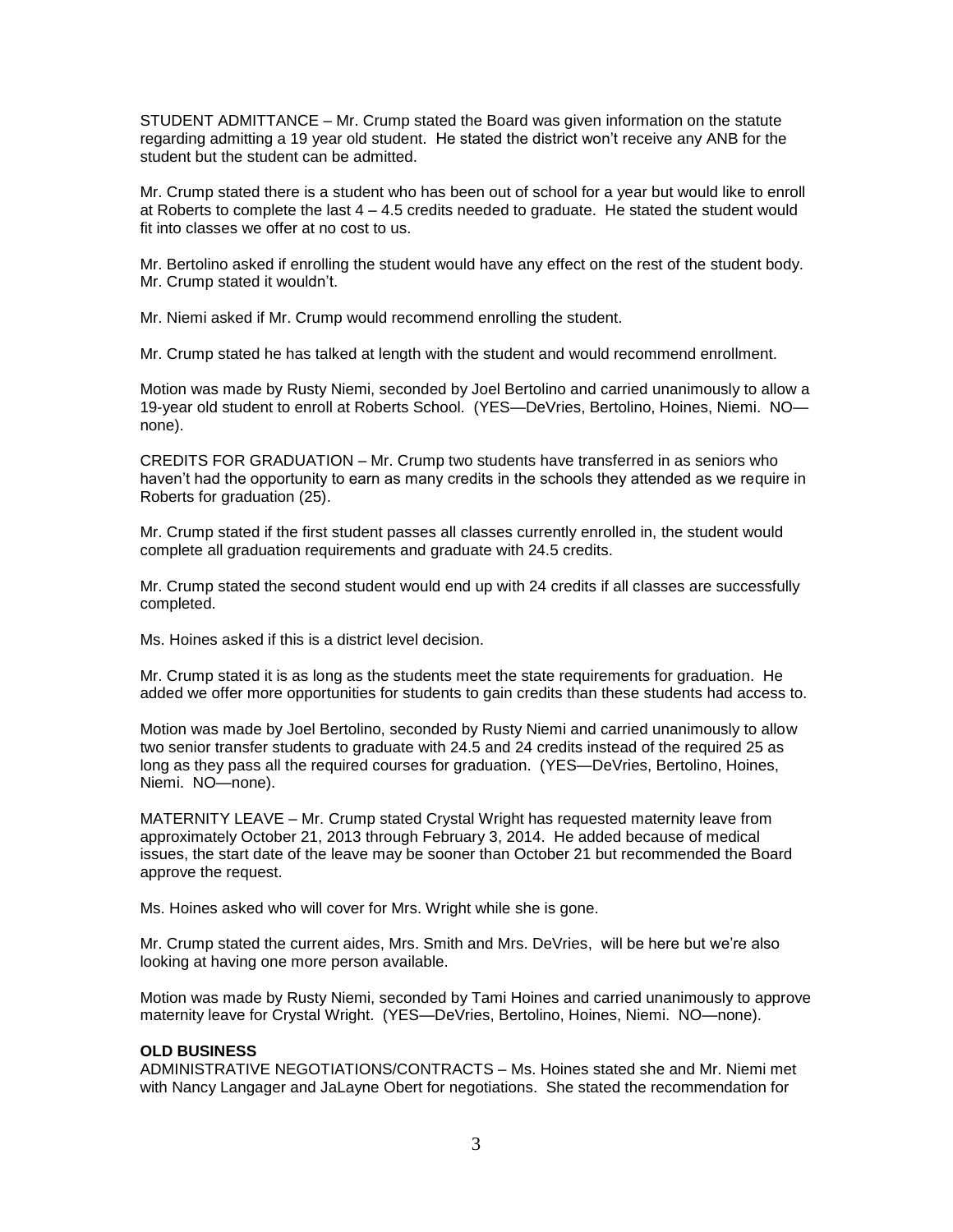STUDENT ADMITTANCE – Mr. Crump stated the Board was given information on the statute regarding admitting a 19 year old student. He stated the district won't receive any ANB for the student but the student can be admitted.

Mr. Crump stated there is a student who has been out of school for a year but would like to enroll at Roberts to complete the last 4 – 4.5 credits needed to graduate. He stated the student would fit into classes we offer at no cost to us.

Mr. Bertolino asked if enrolling the student would have any effect on the rest of the student body. Mr. Crump stated it wouldn't.

Mr. Niemi asked if Mr. Crump would recommend enrolling the student.

Mr. Crump stated he has talked at length with the student and would recommend enrollment.

Motion was made by Rusty Niemi, seconded by Joel Bertolino and carried unanimously to allow a 19-year old student to enroll at Roberts School. (YES—DeVries, Bertolino, Hoines, Niemi. NO—none).

CREDITS FOR GRADUATION – Mr. Crump two students have transferred in as seniors who haven't had the opportunity to earn as many credits in the schools they attended as we require in Roberts for graduation (25).

Mr. Crump stated if the first student passes all classes currently enrolled in, the student would complete all graduation requirements and graduate with 24.5 credits.

Mr. Crump stated the second student would end up with 24 credits if all classes are successfully completed.

Ms. Hoines asked if this is a district level decision.

Mr. Crump stated it is as long as the students meet the state requirements for graduation. He added we offer more opportunities for students to gain credits than these students had access to.

Motion was made by Joel Bertolino, seconded by Rusty Niemi and carried unanimously to allow two senior transfer students to graduate with 24.5 and 24 credits instead of the required 25 as long as they pass all the required courses for graduation. (YES—DeVries, Bertolino, Hoines, Niemi. NO—none).

MATERNITY LEAVE – Mr. Crump stated Crystal Wright has requested maternity leave from approximately October 21, 2013 through February 3, 2014. He added because of medical issues, the start date of the leave may be sooner than October 21 but recommended the Board approve the request.

Ms. Hoines asked who will cover for Mrs. Wright while she is gone.

Mr. Crump stated the current aides, Mrs. Smith and Mrs. DeVries, will be here but we're also looking at having one more person available.

Motion was made by Rusty Niemi, seconded by Tami Hoines and carried unanimously to approve maternity leave for Crystal Wright. (YES—DeVries, Bertolino, Hoines, Niemi. NO—none).

**OLD BUSINESS**

ADMINISTRATIVE NEGOTIATIONS/CONTRACTS – Ms. Hoines stated she and Mr. Niemi met with Nancy Langager and JaLayne Obert for negotiations. She stated the recommendation for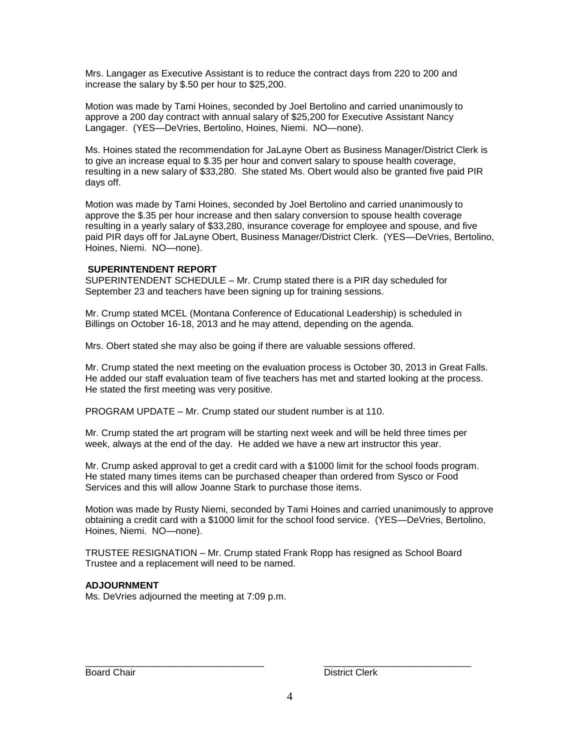Mrs. Langager as Executive Assistant is to reduce the contract days from 220 to 200 and increase the salary by $.50 per hour to $25,200.

Motion was made by Tami Hoines, seconded by Joel Bertolino and carried unanimously to approve a 200 day contract with annual salary of $25,200 for Executive Assistant Nancy Langager. (YES—DeVries, Bertolino, Hoines, Niemi. NO—none).

Ms. Hoines stated the recommendation for JaLayne Obert as Business Manager/District Clerk is to give an increase equal to $.35 per hour and convert salary to spouse health coverage, resulting in a new salary of $33,280. She stated Ms. Obert would also be granted five paid PIR days off.

Motion was made by Tami Hoines, seconded by Joel Bertolino and carried unanimously to approve the $.35 per hour increase and then salary conversion to spouse health coverage resulting in a yearly salary of $33,280, insurance coverage for employee and spouse, and five paid PIR days off for JaLayne Obert, Business Manager/District Clerk. (YES—DeVries, Bertolino, Hoines, Niemi. NO—none).

**SUPERINTENDENT REPORT**

SUPERINTENDENT SCHEDULE – Mr. Crump stated there is a PIR day scheduled for September 23 and teachers have been signing up for training sessions.

Mr. Crump stated MCEL (Montana Conference of Educational Leadership) is scheduled in Billings on October 16-18, 2013 and he may attend, depending on the agenda.

Mrs. Obert stated she may also be going if there are valuable sessions offered.

Mr. Crump stated the next meeting on the evaluation process is October 30, 2013 in Great Falls. He added our staff evaluation team of five teachers has met and started looking at the process. He stated the first meeting was very positive.

PROGRAM UPDATE – Mr. Crump stated our student number is at 110.

Mr. Crump stated the art program will be starting next week and will be held three times per week, always at the end of the day. He added we have a new art instructor this year.

Mr. Crump asked approval to get a credit card with a $1000 limit for the school foods program. He stated many times items can be purchased cheaper than ordered from Sysco or Food Services and this will allow Joanne Stark to purchase those items.

Motion was made by Rusty Niemi, seconded by Tami Hoines and carried unanimously to approve obtaining a credit card with a $1000 limit for the school food service. (YES—DeVries, Bertolino, Hoines, Niemi. NO—none).

TRUSTEE RESIGNATION – Mr. Crump stated Frank Ropp has resigned as School Board Trustee and a replacement will need to be named.

**ADJOURNMENT**

Ms. DeVries adjourned the meeting at 7:09 p.m.

\_\_\_\_\_\_\_\_\_\_\_\_\_\_\_\_\_\_\_\_\_\_\_\_\_\_\_\_\_\_\_\_\_\_
Board Chair

\_\_\_\_\_\_\_\_\_\_\_\_\_\_\_\_\_\_\_\_\_\_\_\_\_\_\_\_\_\_
District Clerk